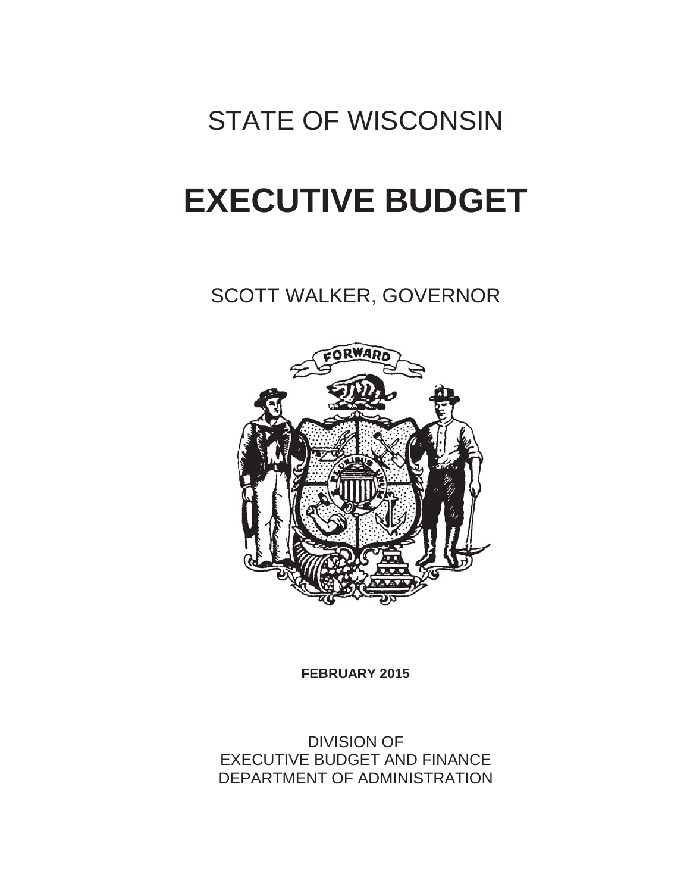# STATE OF WISCONSIN

# EXECUTIVE BUDGET

## SCOTT WALKER, GOVERNOR

FORWARD

**FEBRUARY 2015**

DIVISION OF
EXECUTIVE BUDGET AND FINANCE
DEPARTMENT OF ADMINISTRATION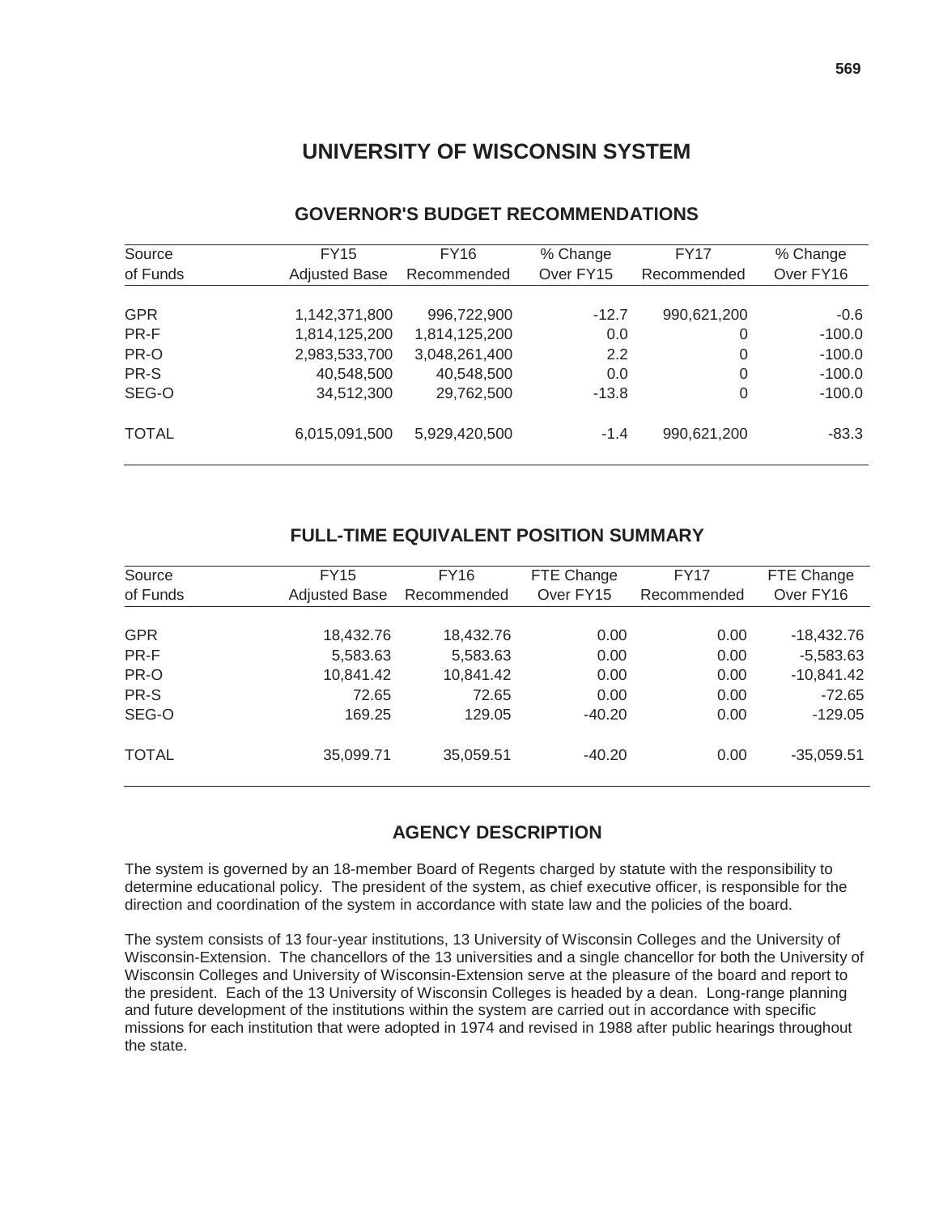# UNIVERSITY OF WISCONSIN SYSTEM

## GOVERNOR'S BUDGET RECOMMENDATIONS

| Source of Funds | FY15 Adjusted Base | FY16 Recommended | % Change Over FY15 | FY17 Recommended | % Change Over FY16 |
|---|---|---|---|---|---|
| GPR | 1,142,371,800 | 996,722,900 | -12.7 | 990,621,200 | -0.6 |
| PR-F | 1,814,125,200 | 1,814,125,200 | 0.0 | 0 | -100.0 |
| PR-O | 2,983,533,700 | 3,048,261,400 | 2.2 | 0 | -100.0 |
| PR-S | 40,548,500 | 40,548,500 | 0.0 | 0 | -100.0 |
| SEG-O | 34,512,300 | 29,762,500 | -13.8 | 0 | -100.0 |
| TOTAL | 6,015,091,500 | 5,929,420,500 | -1.4 | 990,621,200 | -83.3 |

## FULL-TIME EQUIVALENT POSITION SUMMARY

| Source of Funds | FY15 Adjusted Base | FY16 Recommended | FTE Change Over FY15 | FY17 Recommended | FTE Change Over FY16 |
|---|---|---|---|---|---|
| GPR | 18,432.76 | 18,432.76 | 0.00 | 0.00 | -18,432.76 |
| PR-F | 5,583.63 | 5,583.63 | 0.00 | 0.00 | -5,583.63 |
| PR-O | 10,841.42 | 10,841.42 | 0.00 | 0.00 | -10,841.42 |
| PR-S | 72.65 | 72.65 | 0.00 | 0.00 | -72.65 |
| SEG-O | 169.25 | 129.05 | -40.20 | 0.00 | -129.05 |
| TOTAL | 35,099.71 | 35,059.51 | -40.20 | 0.00 | -35,059.51 |

## AGENCY DESCRIPTION

The system is governed by an 18-member Board of Regents charged by statute with the responsibility to determine educational policy. The president of the system, as chief executive officer, is responsible for the direction and coordination of the system in accordance with state law and the policies of the board.

The system consists of 13 four-year institutions, 13 University of Wisconsin Colleges and the University of Wisconsin-Extension. The chancellors of the 13 universities and a single chancellor for both the University of Wisconsin Colleges and University of Wisconsin-Extension serve at the pleasure of the board and report to the president. Each of the 13 University of Wisconsin Colleges is headed by a dean. Long-range planning and future development of the institutions within the system are carried out in accordance with specific missions for each institution that were adopted in 1974 and revised in 1988 after public hearings throughout the state.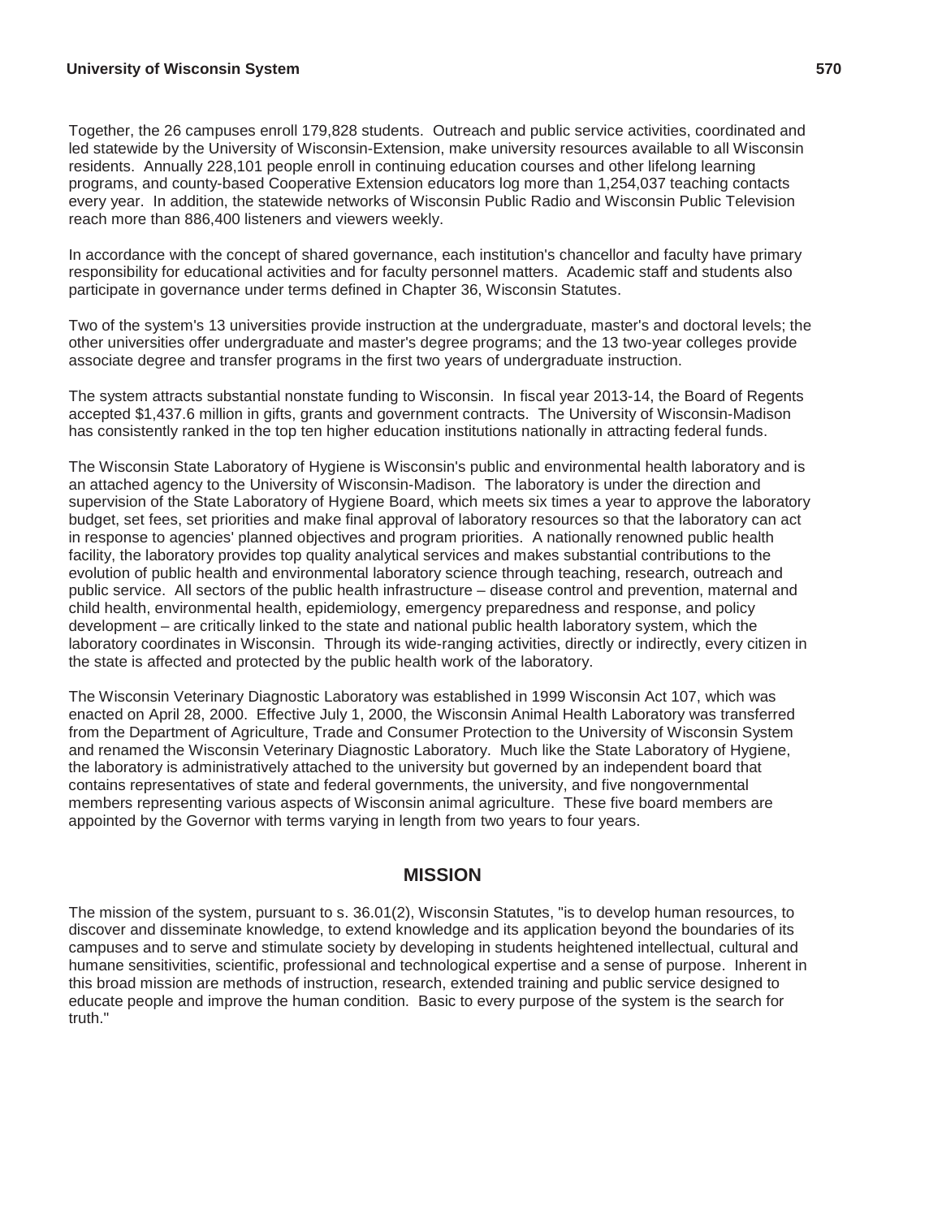Together, the 26 campuses enroll 179,828 students. Outreach and public service activities, coordinated and led statewide by the University of Wisconsin-Extension, make university resources available to all Wisconsin residents. Annually 228,101 people enroll in continuing education courses and other lifelong learning programs, and county-based Cooperative Extension educators log more than 1,254,037 teaching contacts every year. In addition, the statewide networks of Wisconsin Public Radio and Wisconsin Public Television reach more than 886,400 listeners and viewers weekly.

In accordance with the concept of shared governance, each institution's chancellor and faculty have primary responsibility for educational activities and for faculty personnel matters. Academic staff and students also participate in governance under terms defined in Chapter 36, Wisconsin Statutes.

Two of the system's 13 universities provide instruction at the undergraduate, master's and doctoral levels; the other universities offer undergraduate and master's degree programs; and the 13 two-year colleges provide associate degree and transfer programs in the first two years of undergraduate instruction.

The system attracts substantial nonstate funding to Wisconsin. In fiscal year 2013-14, the Board of Regents accepted $1,437.6 million in gifts, grants and government contracts. The University of Wisconsin-Madison has consistently ranked in the top ten higher education institutions nationally in attracting federal funds.

The Wisconsin State Laboratory of Hygiene is Wisconsin's public and environmental health laboratory and is an attached agency to the University of Wisconsin-Madison. The laboratory is under the direction and supervision of the State Laboratory of Hygiene Board, which meets six times a year to approve the laboratory budget, set fees, set priorities and make final approval of laboratory resources so that the laboratory can act in response to agencies' planned objectives and program priorities. A nationally renowned public health facility, the laboratory provides top quality analytical services and makes substantial contributions to the evolution of public health and environmental laboratory science through teaching, research, outreach and public service. All sectors of the public health infrastructure – disease control and prevention, maternal and child health, environmental health, epidemiology, emergency preparedness and response, and policy development – are critically linked to the state and national public health laboratory system, which the laboratory coordinates in Wisconsin. Through its wide-ranging activities, directly or indirectly, every citizen in the state is affected and protected by the public health work of the laboratory.

The Wisconsin Veterinary Diagnostic Laboratory was established in 1999 Wisconsin Act 107, which was enacted on April 28, 2000. Effective July 1, 2000, the Wisconsin Animal Health Laboratory was transferred from the Department of Agriculture, Trade and Consumer Protection to the University of Wisconsin System and renamed the Wisconsin Veterinary Diagnostic Laboratory. Much like the State Laboratory of Hygiene, the laboratory is administratively attached to the university but governed by an independent board that contains representatives of state and federal governments, the university, and five nongovernmental members representing various aspects of Wisconsin animal agriculture. These five board members are appointed by the Governor with terms varying in length from two years to four years.

## MISSION

The mission of the system, pursuant to s. 36.01(2), Wisconsin Statutes, "is to develop human resources, to discover and disseminate knowledge, to extend knowledge and its application beyond the boundaries of its campuses and to serve and stimulate society by developing in students heightened intellectual, cultural and humane sensitivities, scientific, professional and technological expertise and a sense of purpose. Inherent in this broad mission are methods of instruction, research, extended training and public service designed to educate people and improve the human condition. Basic to every purpose of the system is the search for truth."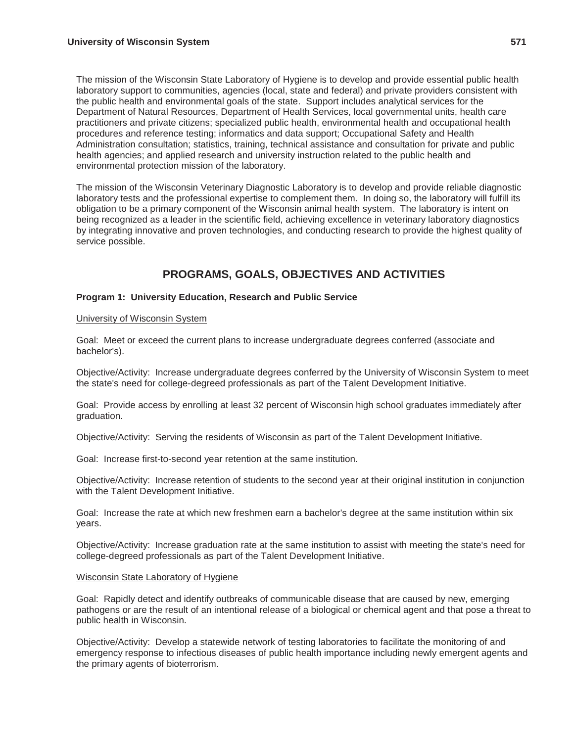The mission of the Wisconsin State Laboratory of Hygiene is to develop and provide essential public health laboratory support to communities, agencies (local, state and federal) and private providers consistent with the public health and environmental goals of the state. Support includes analytical services for the Department of Natural Resources, Department of Health Services, local governmental units, health care practitioners and private citizens; specialized public health, environmental health and occupational health procedures and reference testing; informatics and data support; Occupational Safety and Health Administration consultation; statistics, training, technical assistance and consultation for private and public health agencies; and applied research and university instruction related to the public health and environmental protection mission of the laboratory.

The mission of the Wisconsin Veterinary Diagnostic Laboratory is to develop and provide reliable diagnostic laboratory tests and the professional expertise to complement them. In doing so, the laboratory will fulfill its obligation to be a primary component of the Wisconsin animal health system. The laboratory is intent on being recognized as a leader in the scientific field, achieving excellence in veterinary laboratory diagnostics by integrating innovative and proven technologies, and conducting research to provide the highest quality of service possible.

## PROGRAMS, GOALS, OBJECTIVES AND ACTIVITIES

**Program 1: University Education, Research and Public Service**

University of Wisconsin System

Goal: Meet or exceed the current plans to increase undergraduate degrees conferred (associate and bachelor's).

Objective/Activity: Increase undergraduate degrees conferred by the University of Wisconsin System to meet the state's need for college-degreed professionals as part of the Talent Development Initiative.

Goal: Provide access by enrolling at least 32 percent of Wisconsin high school graduates immediately after graduation.

Objective/Activity: Serving the residents of Wisconsin as part of the Talent Development Initiative.

Goal: Increase first-to-second year retention at the same institution.

Objective/Activity: Increase retention of students to the second year at their original institution in conjunction with the Talent Development Initiative.

Goal: Increase the rate at which new freshmen earn a bachelor's degree at the same institution within six years.

Objective/Activity: Increase graduation rate at the same institution to assist with meeting the state's need for college-degreed professionals as part of the Talent Development Initiative.

Wisconsin State Laboratory of Hygiene

Goal: Rapidly detect and identify outbreaks of communicable disease that are caused by new, emerging pathogens or are the result of an intentional release of a biological or chemical agent and that pose a threat to public health in Wisconsin.

Objective/Activity: Develop a statewide network of testing laboratories to facilitate the monitoring of and emergency response to infectious diseases of public health importance including newly emergent agents and the primary agents of bioterrorism.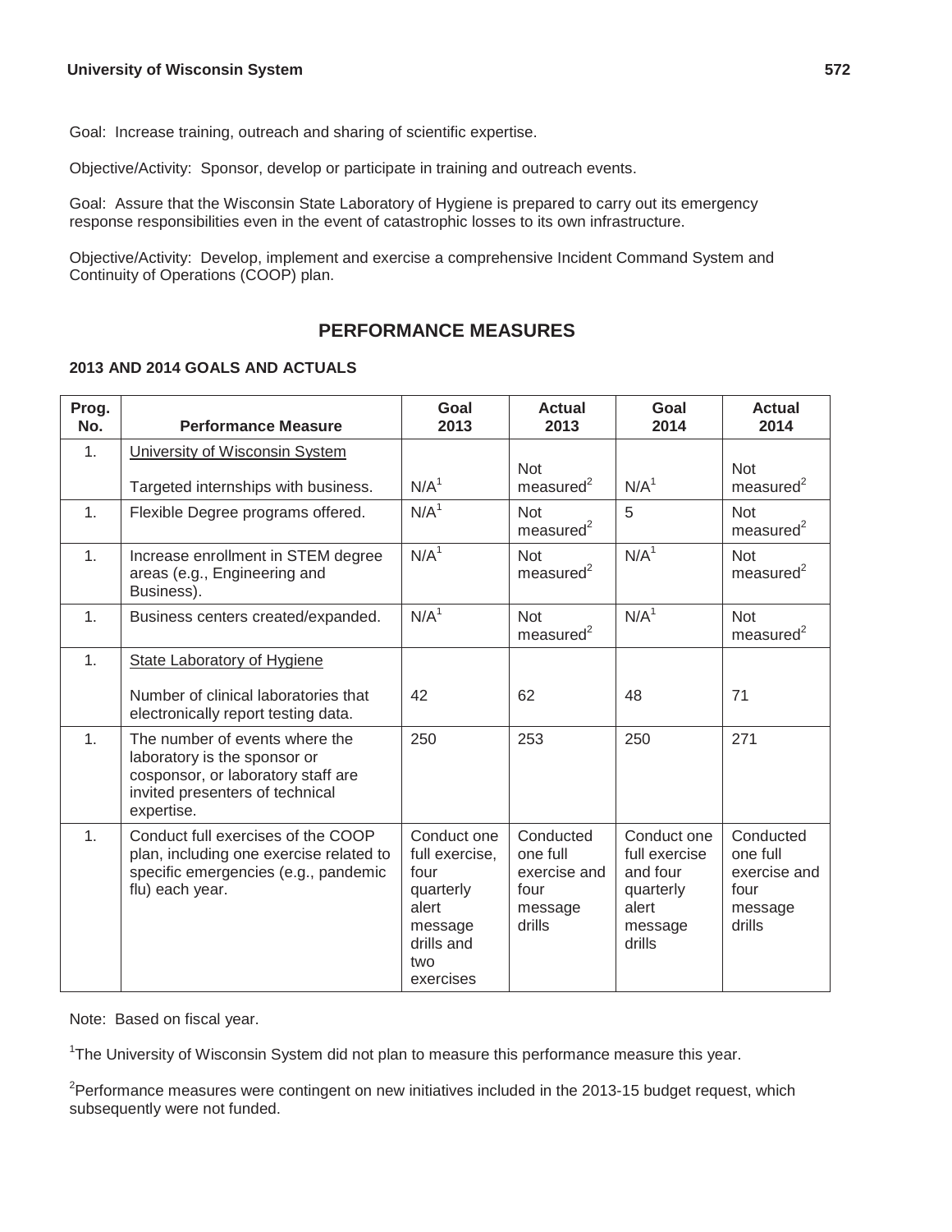Goal: Increase training, outreach and sharing of scientific expertise.

Objective/Activity: Sponsor, develop or participate in training and outreach events.

Goal: Assure that the Wisconsin State Laboratory of Hygiene is prepared to carry out its emergency response responsibilities even in the event of catastrophic losses to its own infrastructure.

Objective/Activity: Develop, implement and exercise a comprehensive Incident Command System and Continuity of Operations (COOP) plan.

## PERFORMANCE MEASURES

### 2013 AND 2014 GOALS AND ACTUALS

| Prog. No. | Performance Measure | Goal 2013 | Actual 2013 | Goal 2014 | Actual 2014 |
|---|---|---|---|---|---|
| 1. | University of Wisconsin System<br><br>Targeted internships with business. | N/A[1] | Not measured[2] | N/A[1] | Not measured[2] |
| 1. | Flexible Degree programs offered. | N/A[1] | Not measured[2] | 5 | Not measured[2] |
| 1. | Increase enrollment in STEM degree areas (e.g., Engineering and Business). | N/A[1] | Not measured[2] | N/A[1] | Not measured[2] |
| 1. | Business centers created/expanded. | N/A[1] | Not measured[2] | N/A[1] | Not measured[2] |
| 1. | State Laboratory of Hygiene<br><br>Number of clinical laboratories that electronically report testing data. | 42 | 62 | 48 | 71 |
| 1. | The number of events where the laboratory is the sponsor or cosponsor, or laboratory staff are invited presenters of technical expertise. | 250 | 253 | 250 | 271 |
| 1. | Conduct full exercises of the COOP plan, including one exercise related to specific emergencies (e.g., pandemic flu) each year. | Conduct one full exercise, four quarterly alert message drills and two exercises | Conducted one full exercise and four message drills | Conduct one full exercise and four quarterly alert message drills | Conducted one full exercise and four message drills |

Note: Based on fiscal year.

[1]The University of Wisconsin System did not plan to measure this performance measure this year.

[2]Performance measures were contingent on new initiatives included in the 2013-15 budget request, which subsequently were not funded.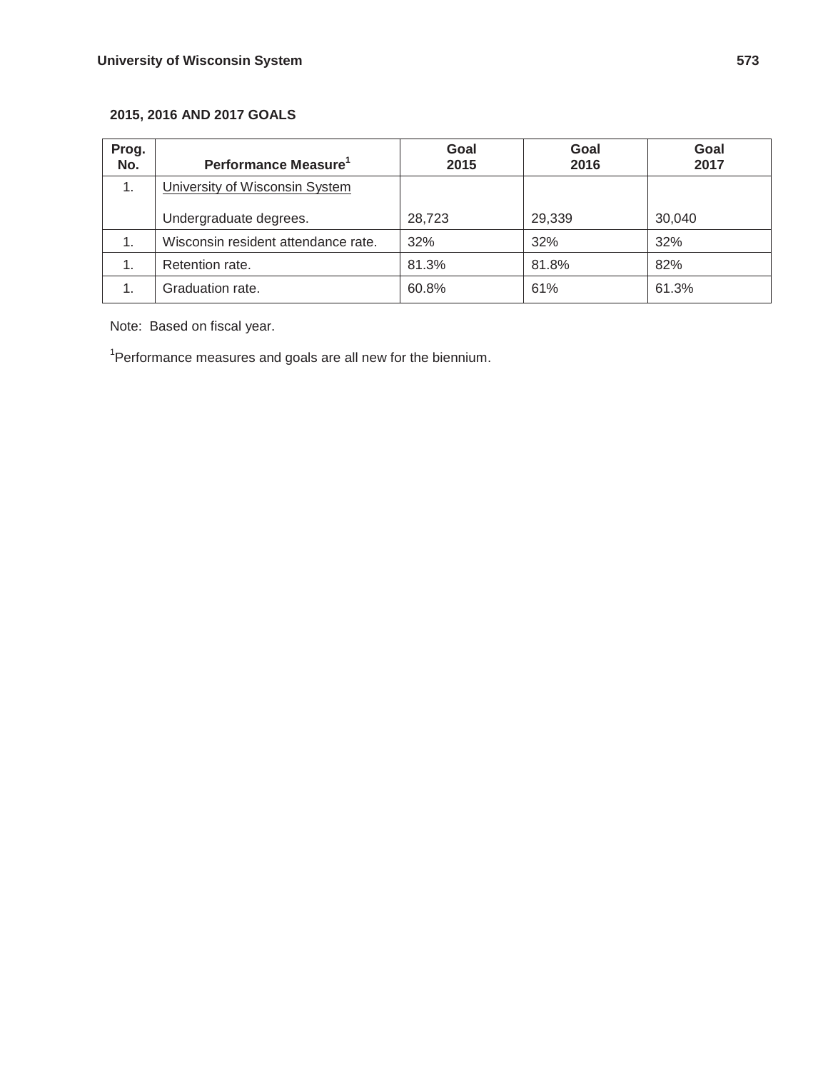### 2015, 2016 AND 2017 GOALS

| Prog. No. | Performance Measure[1] | Goal 2015 | Goal 2016 | Goal 2017 |
|---|---|---|---|---|
| 1. | University of Wisconsin System<br><br>Undergraduate degrees. | 28,723 | 29,339 | 30,040 |
| 1. | Wisconsin resident attendance rate. | 32% | 32% | 32% |
| 1. | Retention rate. | 81.3% | 81.8% | 82% |
| 1. | Graduation rate. | 60.8% | 61% | 61.3% |

Note: Based on fiscal year.

[1]Performance measures and goals are all new for the biennium.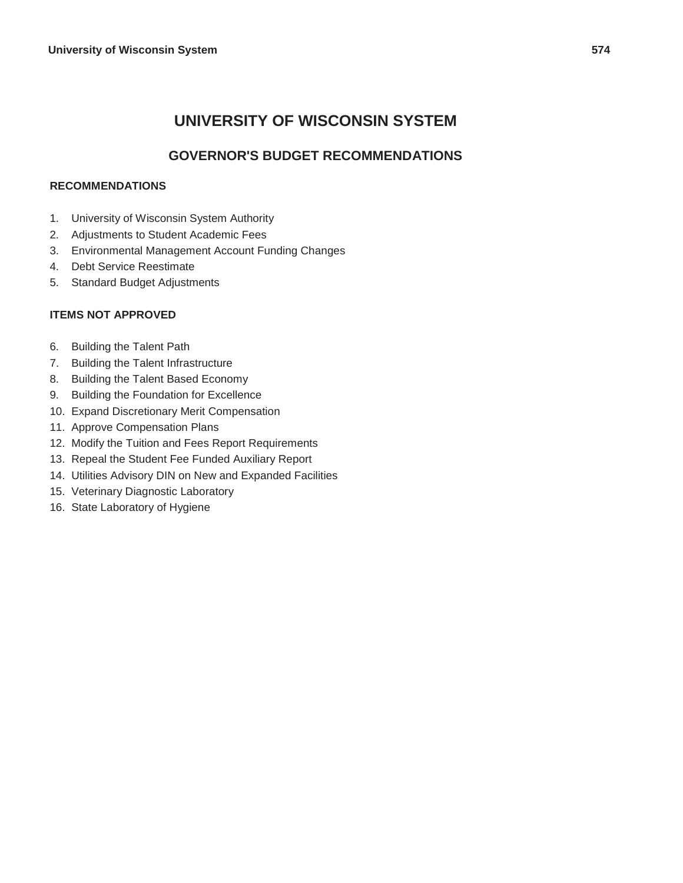# UNIVERSITY OF WISCONSIN SYSTEM

## GOVERNOR'S BUDGET RECOMMENDATIONS

### RECOMMENDATIONS

1. University of Wisconsin System Authority
2. Adjustments to Student Academic Fees
3. Environmental Management Account Funding Changes
4. Debt Service Reestimate
5. Standard Budget Adjustments

### ITEMS NOT APPROVED

6. Building the Talent Path
7. Building the Talent Infrastructure
8. Building the Talent Based Economy
9. Building the Foundation for Excellence
10. Expand Discretionary Merit Compensation
11. Approve Compensation Plans
12. Modify the Tuition and Fees Report Requirements
13. Repeal the Student Fee Funded Auxiliary Report
14. Utilities Advisory DIN on New and Expanded Facilities
15. Veterinary Diagnostic Laboratory
16. State Laboratory of Hygiene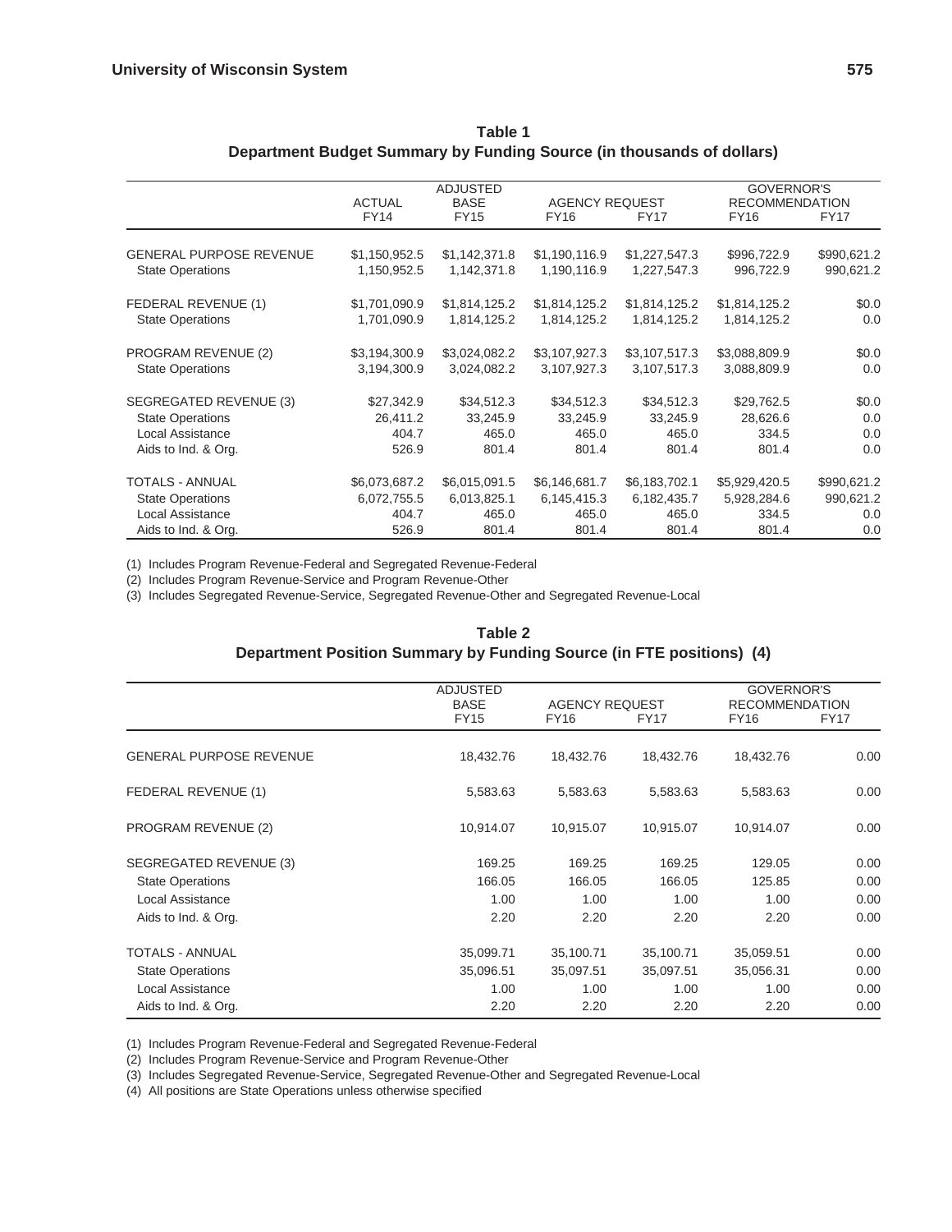**Table 1**
**Department Budget Summary by Funding Source (in thousands of dollars)**

| | ACTUAL | ADJUSTED BASE | AGENCY REQUEST | | GOVERNOR'S RECOMMENDATION | |
|---|---|---|---|---|---|---|
| | FY14 | FY15 | FY16 | FY17 | FY16 | FY17 |
| GENERAL PURPOSE REVENUE | $1,150,952.5 | $1,142,371.8 | $1,190,116.9 | $1,227,547.3 | $996,722.9 | $990,621.2 |
| State Operations | 1,150,952.5 | 1,142,371.8 | 1,190,116.9 | 1,227,547.3 | 996,722.9 | 990,621.2 |
| FEDERAL REVENUE (1) | $1,701,090.9 | $1,814,125.2 | $1,814,125.2 | $1,814,125.2 | $1,814,125.2 | $0.0 |
| State Operations | 1,701,090.9 | 1,814,125.2 | 1,814,125.2 | 1,814,125.2 | 1,814,125.2 | 0.0 |
| PROGRAM REVENUE (2) | $3,194,300.9 | $3,024,082.2 | $3,107,927.3 | $3,107,517.3 | $3,088,809.9 | $0.0 |
| State Operations | 3,194,300.9 | 3,024,082.2 | 3,107,927.3 | 3,107,517.3 | 3,088,809.9 | 0.0 |
| SEGREGATED REVENUE (3) | $27,342.9 | $34,512.3 | $34,512.3 | $34,512.3 | $29,762.5 | $0.0 |
| State Operations | 26,411.2 | 33,245.9 | 33,245.9 | 33,245.9 | 28,626.6 | 0.0 |
| Local Assistance | 404.7 | 465.0 | 465.0 | 465.0 | 334.5 | 0.0 |
| Aids to Ind. & Org. | 526.9 | 801.4 | 801.4 | 801.4 | 801.4 | 0.0 |
| TOTALS - ANNUAL | $6,073,687.2 | $6,015,091.5 | $6,146,681.7 | $6,183,702.1 | $5,929,420.5 | $990,621.2 |
| State Operations | 6,072,755.5 | 6,013,825.1 | 6,145,415.3 | 6,182,435.7 | 5,928,284.6 | 990,621.2 |
| Local Assistance | 404.7 | 465.0 | 465.0 | 465.0 | 334.5 | 0.0 |
| Aids to Ind. & Org. | 526.9 | 801.4 | 801.4 | 801.4 | 801.4 | 0.0 |

(1) Includes Program Revenue-Federal and Segregated Revenue-Federal
(2) Includes Program Revenue-Service and Program Revenue-Other
(3) Includes Segregated Revenue-Service, Segregated Revenue-Other and Segregated Revenue-Local

**Table 2**
**Department Position Summary by Funding Source (in FTE positions) (4)**

| | ADJUSTED BASE | AGENCY REQUEST | | GOVERNOR'S RECOMMENDATION | |
|---|---|---|---|---|---|
| | FY15 | FY16 | FY17 | FY16 | FY17 |
| GENERAL PURPOSE REVENUE | 18,432.76 | 18,432.76 | 18,432.76 | 18,432.76 | 0.00 |
| FEDERAL REVENUE (1) | 5,583.63 | 5,583.63 | 5,583.63 | 5,583.63 | 0.00 |
| PROGRAM REVENUE (2) | 10,914.07 | 10,915.07 | 10,915.07 | 10,914.07 | 0.00 |
| SEGREGATED REVENUE (3) | 169.25 | 169.25 | 169.25 | 129.05 | 0.00 |
| State Operations | 166.05 | 166.05 | 166.05 | 125.85 | 0.00 |
| Local Assistance | 1.00 | 1.00 | 1.00 | 1.00 | 0.00 |
| Aids to Ind. & Org. | 2.20 | 2.20 | 2.20 | 2.20 | 0.00 |
| TOTALS - ANNUAL | 35,099.71 | 35,100.71 | 35,100.71 | 35,059.51 | 0.00 |
| State Operations | 35,096.51 | 35,097.51 | 35,097.51 | 35,056.31 | 0.00 |
| Local Assistance | 1.00 | 1.00 | 1.00 | 1.00 | 0.00 |
| Aids to Ind. & Org. | 2.20 | 2.20 | 2.20 | 2.20 | 0.00 |

(1) Includes Program Revenue-Federal and Segregated Revenue-Federal
(2) Includes Program Revenue-Service and Program Revenue-Other
(3) Includes Segregated Revenue-Service, Segregated Revenue-Other and Segregated Revenue-Local
(4) All positions are State Operations unless otherwise specified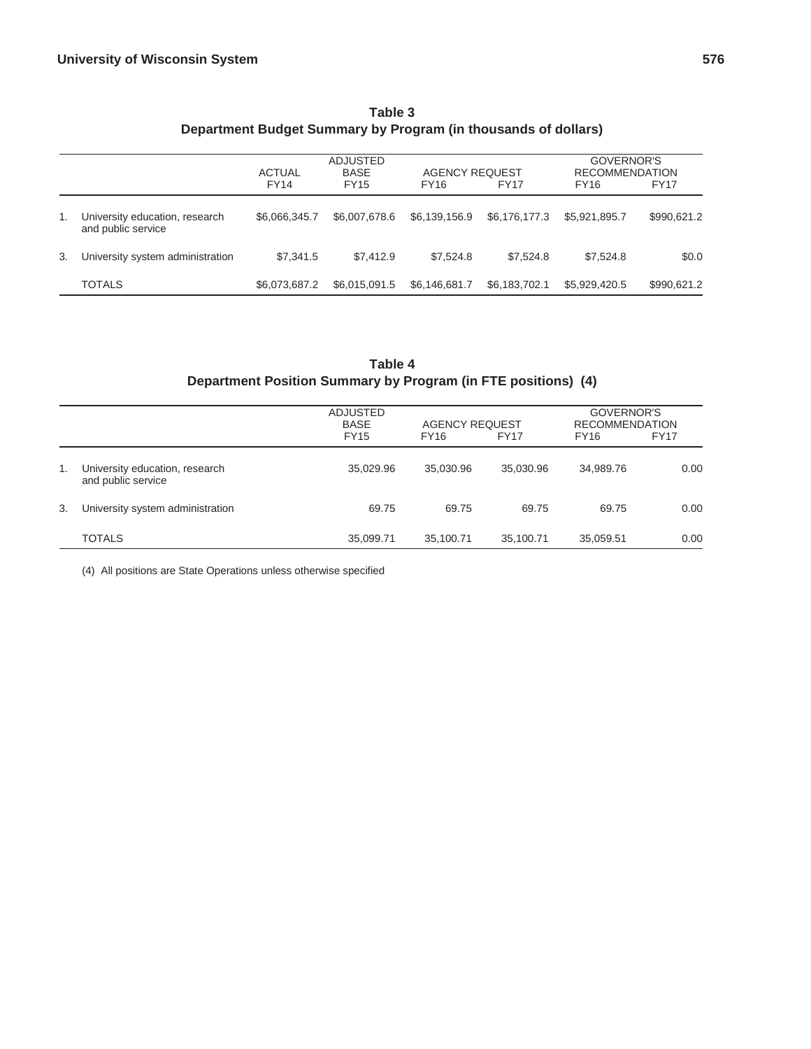**Table 3**
**Department Budget Summary by Program (in thousands of dollars)**

| | | ACTUAL | ADJUSTED BASE | AGENCY REQUEST | | GOVERNOR'S RECOMMENDATION | |
|---|---|---|---|---|---|---|---|
| | | FY14 | FY15 | FY16 | FY17 | FY16 | FY17 |
| 1. | University education, research and public service | $6,066,345.7 | $6,007,678.6 | $6,139,156.9 | $6,176,177.3 | $5,921,895.7 | $990,621.2 |
| 3. | University system administration | $7,341.5 | $7,412.9 | $7,524.8 | $7,524.8 | $7,524.8 | $0.0 |
| | TOTALS | $6,073,687.2 | $6,015,091.5 | $6,146,681.7 | $6,183,702.1 | $5,929,420.5 | $990,621.2 |

**Table 4**
**Department Position Summary by Program (in FTE positions) (4)**

| | | ADJUSTED BASE | AGENCY REQUEST | | GOVERNOR'S RECOMMENDATION | |
|---|---|---|---|---|---|---|
| | | FY15 | FY16 | FY17 | FY16 | FY17 |
| 1. | University education, research and public service | 35,029.96 | 35,030.96 | 35,030.96 | 34,989.76 | 0.00 |
| 3. | University system administration | 69.75 | 69.75 | 69.75 | 69.75 | 0.00 |
| | TOTALS | 35,099.71 | 35,100.71 | 35,100.71 | 35,059.51 | 0.00 |

(4) All positions are State Operations unless otherwise specified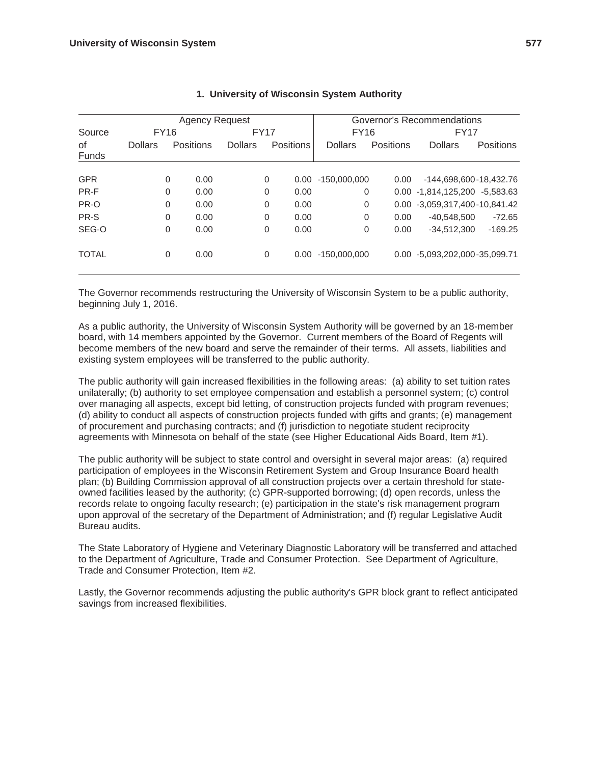### 1. University of Wisconsin System Authority

| Source of Funds | Agency Request | | | | Governor's Recommendations | | | |
|---|---|---|---|---|---|---|---|---|
| | FY16 | | FY17 | | FY16 | | FY17 | |
| | Dollars | Positions | Dollars | Positions | Dollars | Positions | Dollars | Positions |
| GPR | 0 | 0.00 | 0 | 0.00 | -150,000,000 | 0.00 | -144,698,600 | -18,432.76 |
| PR-F | 0 | 0.00 | 0 | 0.00 | 0 | 0.00 | -1,814,125,200 | -5,583.63 |
| PR-O | 0 | 0.00 | 0 | 0.00 | 0 | 0.00 | -3,059,317,400 | -10,841.42 |
| PR-S | 0 | 0.00 | 0 | 0.00 | 0 | 0.00 | -40,548,500 | -72.65 |
| SEG-O | 0 | 0.00 | 0 | 0.00 | 0 | 0.00 | -34,512,300 | -169.25 |
| TOTAL | 0 | 0.00 | 0 | 0.00 | -150,000,000 | 0.00 | -5,093,202,000 | -35,099.71 |

The Governor recommends restructuring the University of Wisconsin System to be a public authority, beginning July 1, 2016.

As a public authority, the University of Wisconsin System Authority will be governed by an 18-member board, with 14 members appointed by the Governor. Current members of the Board of Regents will become members of the new board and serve the remainder of their terms. All assets, liabilities and existing system employees will be transferred to the public authority.

The public authority will gain increased flexibilities in the following areas: (a) ability to set tuition rates unilaterally; (b) authority to set employee compensation and establish a personnel system; (c) control over managing all aspects, except bid letting, of construction projects funded with program revenues; (d) ability to conduct all aspects of construction projects funded with gifts and grants; (e) management of procurement and purchasing contracts; and (f) jurisdiction to negotiate student reciprocity agreements with Minnesota on behalf of the state (see Higher Educational Aids Board, Item #1).

The public authority will be subject to state control and oversight in several major areas: (a) required participation of employees in the Wisconsin Retirement System and Group Insurance Board health plan; (b) Building Commission approval of all construction projects over a certain threshold for state-owned facilities leased by the authority; (c) GPR-supported borrowing; (d) open records, unless the records relate to ongoing faculty research; (e) participation in the state's risk management program upon approval of the secretary of the Department of Administration; and (f) regular Legislative Audit Bureau audits.

The State Laboratory of Hygiene and Veterinary Diagnostic Laboratory will be transferred and attached to the Department of Agriculture, Trade and Consumer Protection. See Department of Agriculture, Trade and Consumer Protection, Item #2.

Lastly, the Governor recommends adjusting the public authority's GPR block grant to reflect anticipated savings from increased flexibilities.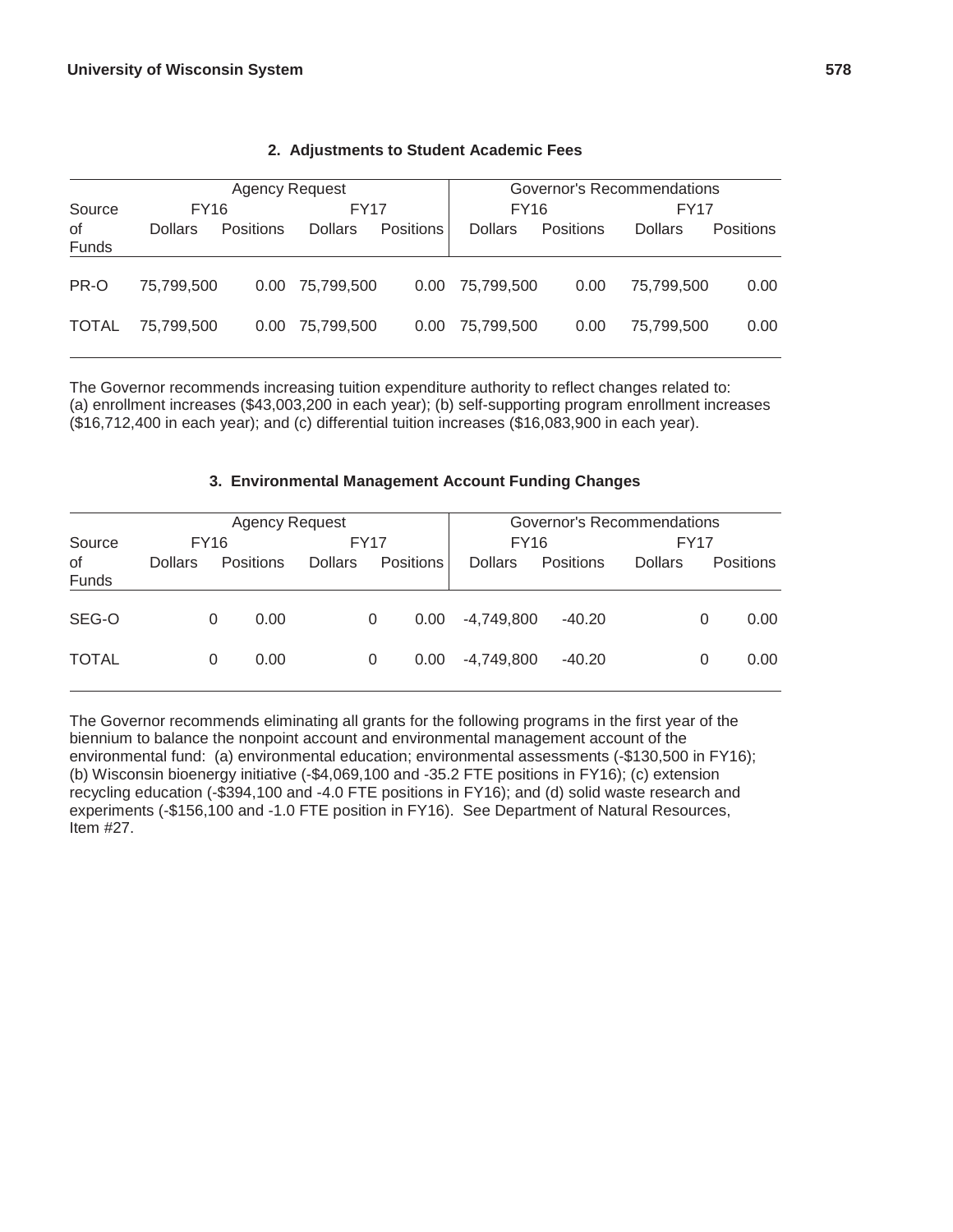### 2. Adjustments to Student Academic Fees

| Source of Funds | Agency Request | | | | Governor's Recommendations | | | |
|---|---|---|---|---|---|---|---|---|
| | FY16 | | FY17 | | FY16 | | FY17 | |
| | Dollars | Positions | Dollars | Positions | Dollars | Positions | Dollars | Positions |
| PR-O | 75,799,500 | 0.00 | 75,799,500 | 0.00 | 75,799,500 | 0.00 | 75,799,500 | 0.00 |
| TOTAL | 75,799,500 | 0.00 | 75,799,500 | 0.00 | 75,799,500 | 0.00 | 75,799,500 | 0.00 |

The Governor recommends increasing tuition expenditure authority to reflect changes related to: (a) enrollment increases ($43,003,200 in each year); (b) self-supporting program enrollment increases ($16,712,400 in each year); and (c) differential tuition increases ($16,083,900 in each year).

### 3. Environmental Management Account Funding Changes

| Source of Funds | Agency Request | | | | Governor's Recommendations | | | |
|---|---|---|---|---|---|---|---|---|
| | FY16 | | FY17 | | FY16 | | FY17 | |
| | Dollars | Positions | Dollars | Positions | Dollars | Positions | Dollars | Positions |
| SEG-O | 0 | 0.00 | 0 | 0.00 | -4,749,800 | -40.20 | 0 | 0.00 |
| TOTAL | 0 | 0.00 | 0 | 0.00 | -4,749,800 | -40.20 | 0 | 0.00 |

The Governor recommends eliminating all grants for the following programs in the first year of the biennium to balance the nonpoint account and environmental management account of the environmental fund: (a) environmental education; environmental assessments (-$130,500 in FY16); (b) Wisconsin bioenergy initiative (-$4,069,100 and -35.2 FTE positions in FY16); (c) extension recycling education (-$394,100 and -4.0 FTE positions in FY16); and (d) solid waste research and experiments (-$156,100 and -1.0 FTE position in FY16). See Department of Natural Resources, Item #27.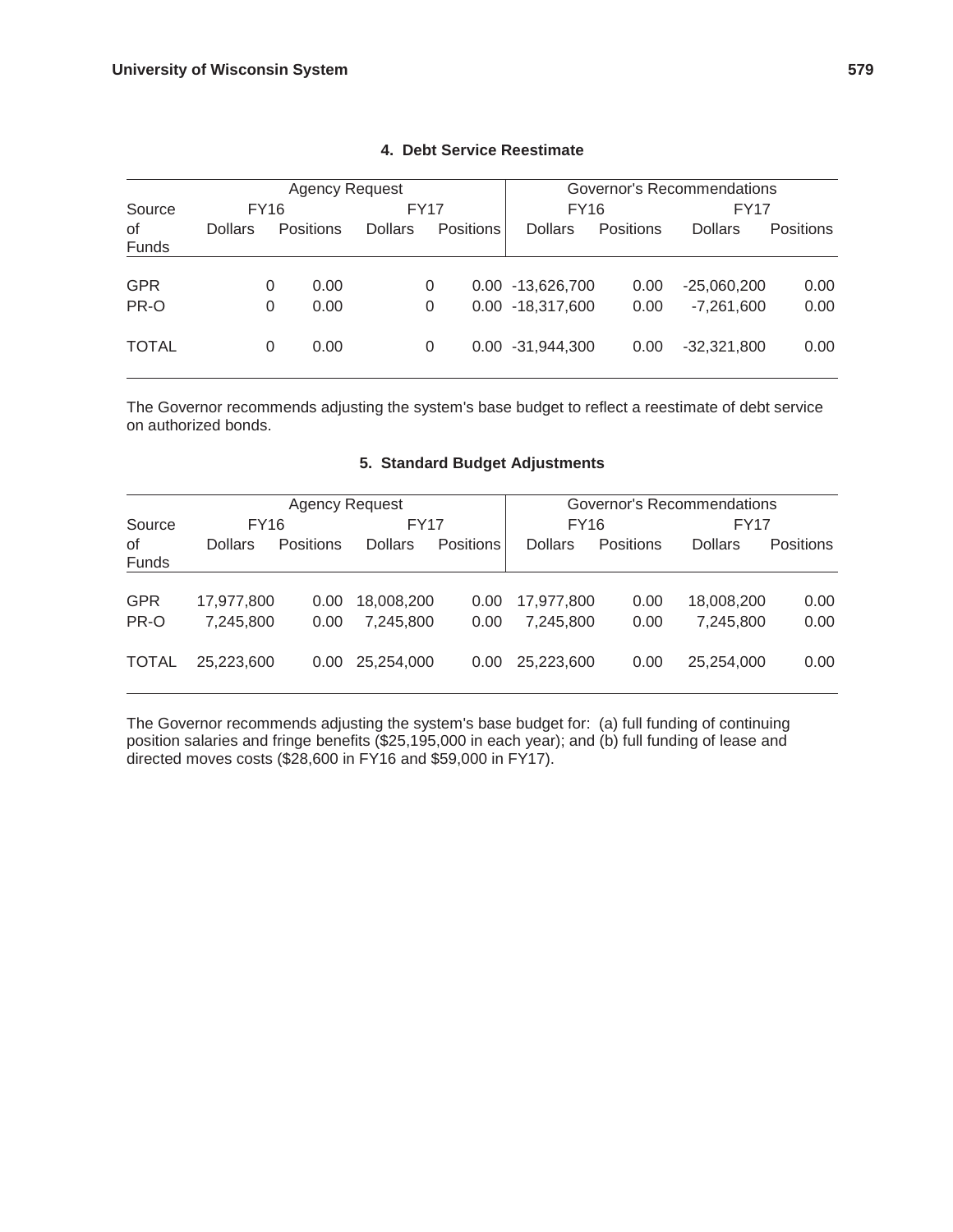### 4. Debt Service Reestimate

| Source of Funds | Agency Request | | | | Governor's Recommendations | | | |
|---|---|---|---|---|---|---|---|---|
| | FY16 | | FY17 | | FY16 | | FY17 | |
| | Dollars | Positions | Dollars | Positions | Dollars | Positions | Dollars | Positions |
| GPR | 0 | 0.00 | 0 | 0.00 | -13,626,700 | 0.00 | -25,060,200 | 0.00 |
| PR-O | 0 | 0.00 | 0 | 0.00 | -18,317,600 | 0.00 | -7,261,600 | 0.00 |
| TOTAL | 0 | 0.00 | 0 | 0.00 | -31,944,300 | 0.00 | -32,321,800 | 0.00 |

The Governor recommends adjusting the system's base budget to reflect a reestimate of debt service on authorized bonds.

### 5. Standard Budget Adjustments

| Source of Funds | Agency Request | | | | Governor's Recommendations | | | |
|---|---|---|---|---|---|---|---|---|
| | FY16 | | FY17 | | FY16 | | FY17 | |
| | Dollars | Positions | Dollars | Positions | Dollars | Positions | Dollars | Positions |
| GPR | 17,977,800 | 0.00 | 18,008,200 | 0.00 | 17,977,800 | 0.00 | 18,008,200 | 0.00 |
| PR-O | 7,245,800 | 0.00 | 7,245,800 | 0.00 | 7,245,800 | 0.00 | 7,245,800 | 0.00 |
| TOTAL | 25,223,600 | 0.00 | 25,254,000 | 0.00 | 25,223,600 | 0.00 | 25,254,000 | 0.00 |

The Governor recommends adjusting the system's base budget for: (a) full funding of continuing position salaries and fringe benefits ($25,195,000 in each year); and (b) full funding of lease and directed moves costs ($28,600 in FY16 and $59,000 in FY17).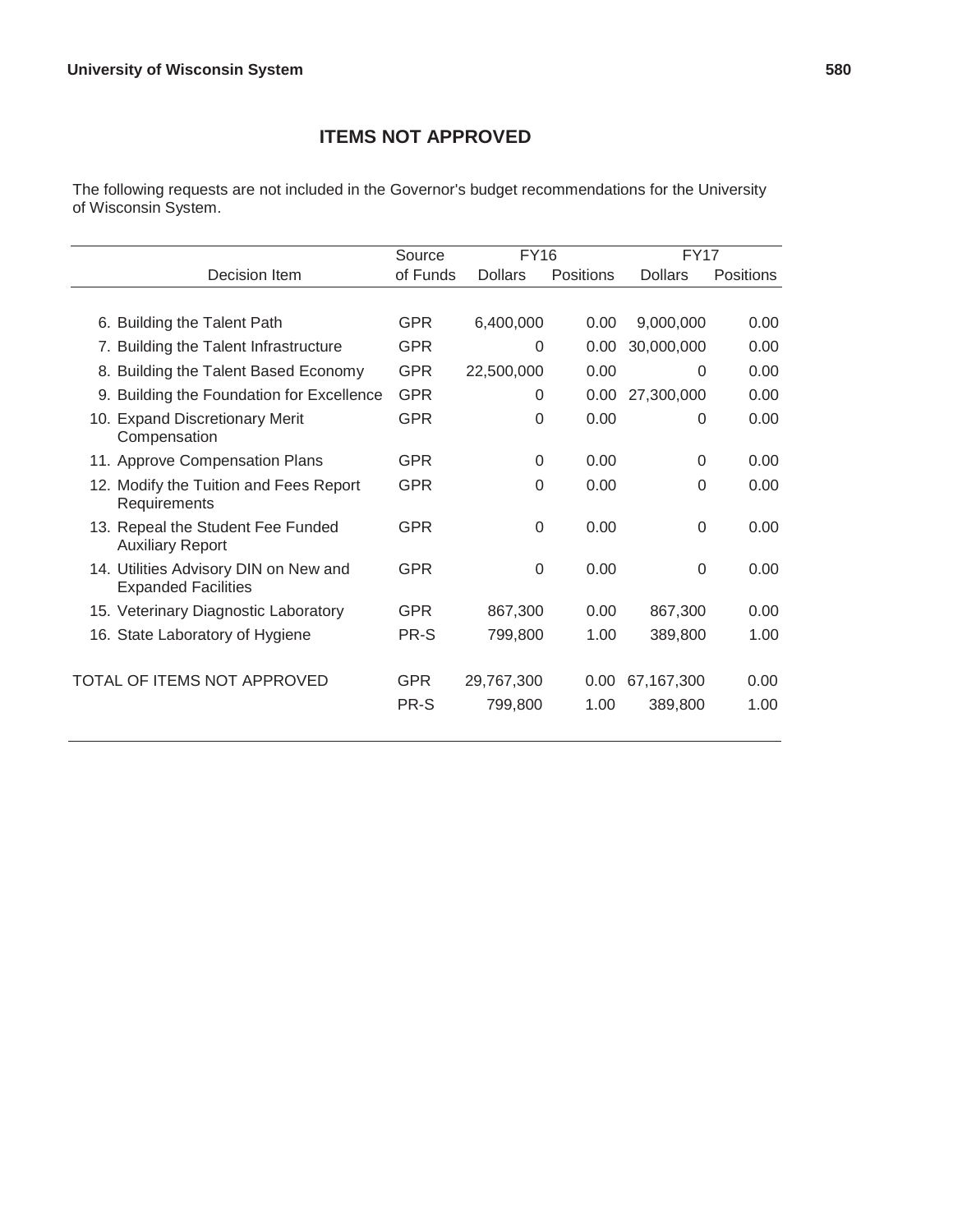## ITEMS NOT APPROVED

The following requests are not included in the Governor's budget recommendations for the University of Wisconsin System.

| Decision Item | Source of Funds | FY16 Dollars | FY16 Positions | FY17 Dollars | FY17 Positions |
|---|---|---|---|---|---|
| 6. Building the Talent Path | GPR | 6,400,000 | 0.00 | 9,000,000 | 0.00 |
| 7. Building the Talent Infrastructure | GPR | 0 | 0.00 | 30,000,000 | 0.00 |
| 8. Building the Talent Based Economy | GPR | 22,500,000 | 0.00 | 0 | 0.00 |
| 9. Building the Foundation for Excellence | GPR | 0 | 0.00 | 27,300,000 | 0.00 |
| 10. Expand Discretionary Merit Compensation | GPR | 0 | 0.00 | 0 | 0.00 |
| 11. Approve Compensation Plans | GPR | 0 | 0.00 | 0 | 0.00 |
| 12. Modify the Tuition and Fees Report Requirements | GPR | 0 | 0.00 | 0 | 0.00 |
| 13. Repeal the Student Fee Funded Auxiliary Report | GPR | 0 | 0.00 | 0 | 0.00 |
| 14. Utilities Advisory DIN on New and Expanded Facilities | GPR | 0 | 0.00 | 0 | 0.00 |
| 15. Veterinary Diagnostic Laboratory | GPR | 867,300 | 0.00 | 867,300 | 0.00 |
| 16. State Laboratory of Hygiene | PR-S | 799,800 | 1.00 | 389,800 | 1.00 |
| TOTAL OF ITEMS NOT APPROVED | GPR | 29,767,300 | 0.00 | 67,167,300 | 0.00 |
| | PR-S | 799,800 | 1.00 | 389,800 | 1.00 |